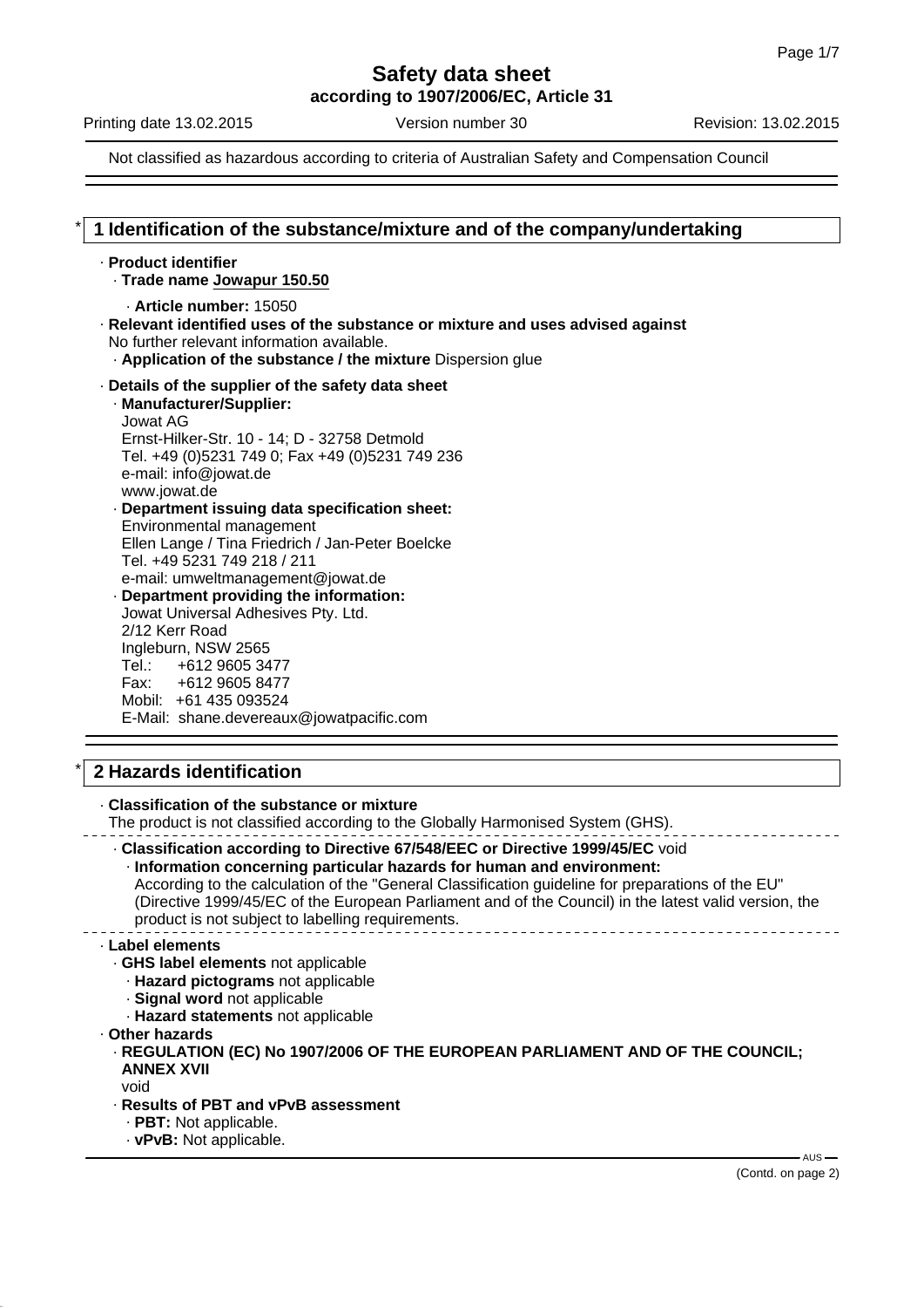# Safety data sheet

**according to 1907/2006/EC, Article 31**

Printing date 13.02.2015 Version number 30 Revision: 13.02.2015

Not classified as hazardous according to criteria of Australian Safety and Compensation Council

## * 1 Identification of the substance/mixture and of the company/undertaking

· **Product identifier**

· **Trade name Jowapur 150.50**

· **Article number:** 15050

· **Relevant identified uses of the substance or mixture and uses advised against**
No further relevant information available.

· **Application of the substance / the mixture** Dispersion glue

· **Details of the supplier of the safety data sheet**

· **Manufacturer/Supplier:**
Jowat AG
Ernst-Hilker-Str. 10 - 14; D - 32758 Detmold
Tel. +49 (0)5231 749 0; Fax +49 (0)5231 749 236
e-mail: info@jowat.de
www.jowat.de

· **Department issuing data specification sheet:**
Environmental management
Ellen Lange / Tina Friedrich / Jan-Peter Boelcke
Tel. +49 5231 749 218 / 211
e-mail: umweltmanagement@jowat.de

· **Department providing the information:**
Jowat Universal Adhesives Pty. Ltd.
2/12 Kerr Road
Ingleburn, NSW 2565
Tel.: +612 9605 3477
Fax: +612 9605 8477
Mobil: +61 435 093524
E-Mail: shane.devereaux@jowatpacific.com

## * 2 Hazards identification

· **Classification of the substance or mixture**
The product is not classified according to the Globally Harmonised System (GHS).

· **Classification according to Directive 67/548/EEC or Directive 1999/45/EC** void

· **Information concerning particular hazards for human and environment:**
According to the calculation of the "General Classification guideline for preparations of the EU" (Directive 1999/45/EC of the European Parliament and of the Council) in the latest valid version, the product is not subject to labelling requirements.

· **Label elements**

· **GHS label elements** not applicable

· **Hazard pictograms** not applicable

· **Signal word** not applicable

· **Hazard statements** not applicable

· **Other hazards**

· **REGULATION (EC) No 1907/2006 OF THE EUROPEAN PARLIAMENT AND OF THE COUNCIL; ANNEX XVII**
void

· **Results of PBT and vPvB assessment**

· **PBT:** Not applicable.

· **vPvB:** Not applicable.

(Contd. on page 2)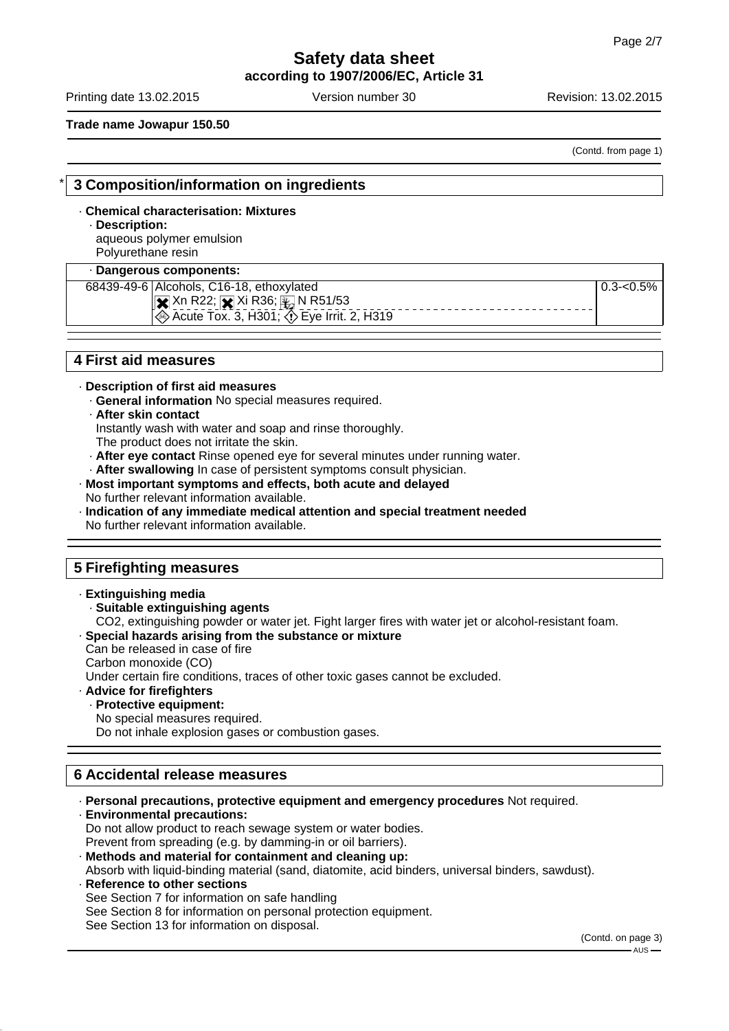(Contd. from page 1)

## * 3 Composition/information on ingredients

· **Chemical characterisation: Mixtures**

· **Description:**

aqueous polymer emulsion
Polyurethane resin

| · **Dangerous components:** | | |
|---|---|---|
| 68439-49-6 | Alcohols, C16-18, ethoxylated<br>Xn R22; Xi R36; N R51/53<br>Acute Tox. 3, H301; Eye Irrit. 2, H319 | 0.3-<0.5% |

## 4 First aid measures

· **Description of first aid measures**

· **General information** No special measures required.

· **After skin contact**

Instantly wash with water and soap and rinse thoroughly.
The product does not irritate the skin.

· **After eye contact** Rinse opened eye for several minutes under running water.

· **After swallowing** In case of persistent symptoms consult physician.

· **Most important symptoms and effects, both acute and delayed**

No further relevant information available.

· **Indication of any immediate medical attention and special treatment needed**

No further relevant information available.

## 5 Firefighting measures

· **Extinguishing media**

· **Suitable extinguishing agents**

CO2, extinguishing powder or water jet. Fight larger fires with water jet or alcohol-resistant foam.

· **Special hazards arising from the substance or mixture**

Can be released in case of fire
Carbon monoxide (CO)
Under certain fire conditions, traces of other toxic gases cannot be excluded.

· **Advice for firefighters**

· **Protective equipment:**

No special measures required.
Do not inhale explosion gases or combustion gases.

## 6 Accidental release measures

· **Personal precautions, protective equipment and emergency procedures** Not required.

· **Environmental precautions:**

Do not allow product to reach sewage system or water bodies.
Prevent from spreading (e.g. by damming-in or oil barriers).

· **Methods and material for containment and cleaning up:**

Absorb with liquid-binding material (sand, diatomite, acid binders, universal binders, sawdust).

· **Reference to other sections**

See Section 7 for information on safe handling
See Section 8 for information on personal protection equipment.
See Section 13 for information on disposal.

(Contd. on page 3)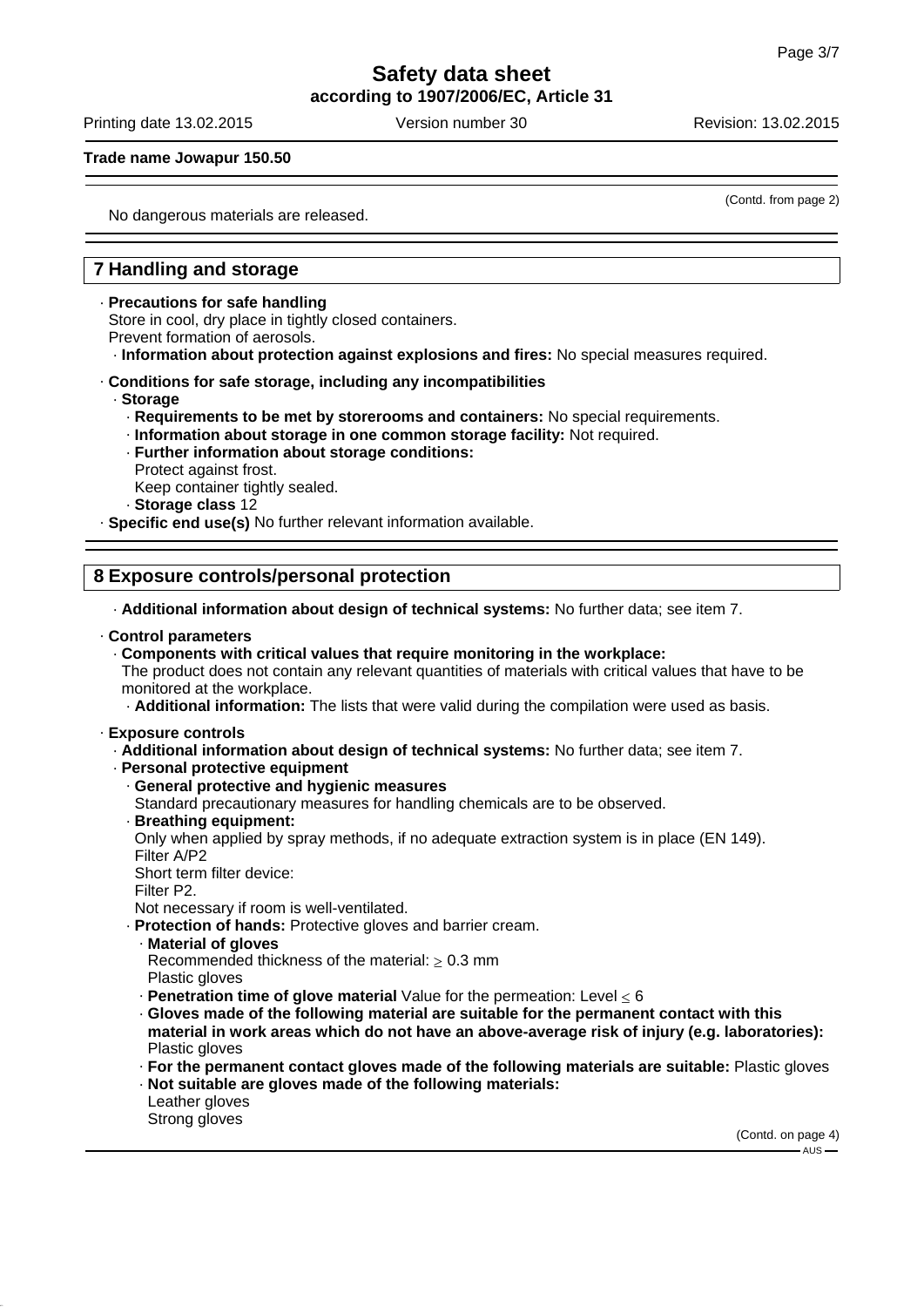(Contd. from page 2)

No dangerous materials are released.

## 7 Handling and storage

· **Precautions for safe handling**
Store in cool, dry place in tightly closed containers.
Prevent formation of aerosols.
· **Information about protection against explosions and fires:** No special measures required.

· **Conditions for safe storage, including any incompatibilities**
· **Storage**
· **Requirements to be met by storerooms and containers:** No special requirements.
· **Information about storage in one common storage facility:** Not required.
· **Further information about storage conditions:**
Protect against frost.
Keep container tightly sealed.
· **Storage class** 12
· **Specific end use(s)** No further relevant information available.

## 8 Exposure controls/personal protection

· **Additional information about design of technical systems:** No further data; see item 7.

· **Control parameters**
· **Components with critical values that require monitoring in the workplace:**
The product does not contain any relevant quantities of materials with critical values that have to be monitored at the workplace.
· **Additional information:** The lists that were valid during the compilation were used as basis.

· **Exposure controls**
· **Additional information about design of technical systems:** No further data; see item 7.
· **Personal protective equipment**
· **General protective and hygienic measures**
Standard precautionary measures for handling chemicals are to be observed.
· **Breathing equipment:**
Only when applied by spray methods, if no adequate extraction system is in place (EN 149).
Filter A/P2
Short term filter device:
Filter P2.
Not necessary if room is well-ventilated.
· **Protection of hands:** Protective gloves and barrier cream.
· **Material of gloves**
Recommended thickness of the material: $\geq$ 0.3 mm
Plastic gloves
· **Penetration time of glove material** Value for the permeation: Level $\leq$ 6
· **Gloves made of the following material are suitable for the permanent contact with this material in work areas which do not have an above-average risk of injury (e.g. laboratories):** Plastic gloves
· **For the permanent contact gloves made of the following materials are suitable:** Plastic gloves
· **Not suitable are gloves made of the following materials:**
Leather gloves
Strong gloves

(Contd. on page 4)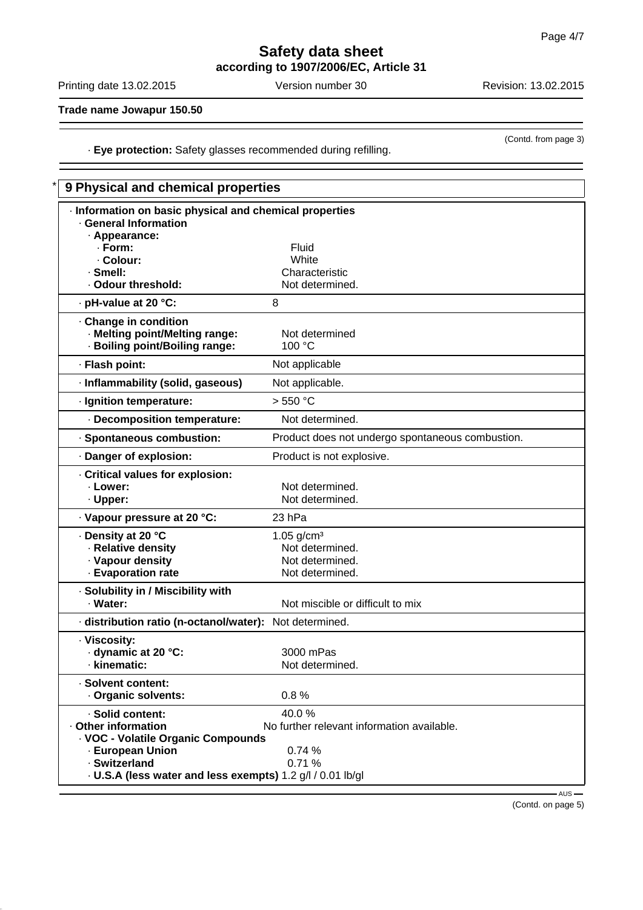(Contd. from page 3)

· **Eye protection:** Safety glasses recommended during refilling.

## 9 Physical and chemical properties

| | |
|---|---|
| · **Information on basic physical and chemical properties** | |
| · **General Information** | |
| · **Appearance:** | |
| · **Form:** | Fluid |
| · **Colour:** | White |
| · **Smell:** | Characteristic |
| · **Odour threshold:** | Not determined. |
| · **pH-value at 20 °C:** | 8 |
| · **Change in condition** | |
| · **Melting point/Melting range:** | Not determined |
| · **Boiling point/Boiling range:** | 100 °C |
| · **Flash point:** | Not applicable |
| · **Inflammability (solid, gaseous)** | Not applicable. |
| · **Ignition temperature:** | > 550 °C |
| · **Decomposition temperature:** | Not determined. |
| · **Spontaneous combustion:** | Product does not undergo spontaneous combustion. |
| · **Danger of explosion:** | Product is not explosive. |
| · **Critical values for explosion:** | |
| · **Lower:** | Not determined. |
| · **Upper:** | Not determined. |
| · **Vapour pressure at 20 °C:** | 23 hPa |
| · **Density at 20 °C** | 1.05 g/cm³ |
| · **Relative density** | Not determined. |
| · **Vapour density** | Not determined. |
| · **Evaporation rate** | Not determined. |
| · **Solubility in / Miscibility with** | |
| · **Water:** | Not miscible or difficult to mix |
| · **distribution ratio (n-octanol/water):** | Not determined. |
| · **Viscosity:** | |
| · **dynamic at 20 °C:** | 3000 mPas |
| · **kinematic:** | Not determined. |
| · **Solvent content:** | |
| · **Organic solvents:** | 0.8 % |
| · **Solid content:** | 40.0 % |
| · **Other information** | No further relevant information available. |
| · **VOC - Volatile Organic Compounds** | |
| · **European Union** | 0.74 % |
| · **Switzerland** | 0.71 % |
| · **U.S.A (less water and less exempts)** | 1.2 g/l / 0.01 lb/gl |

(Contd. on page 5)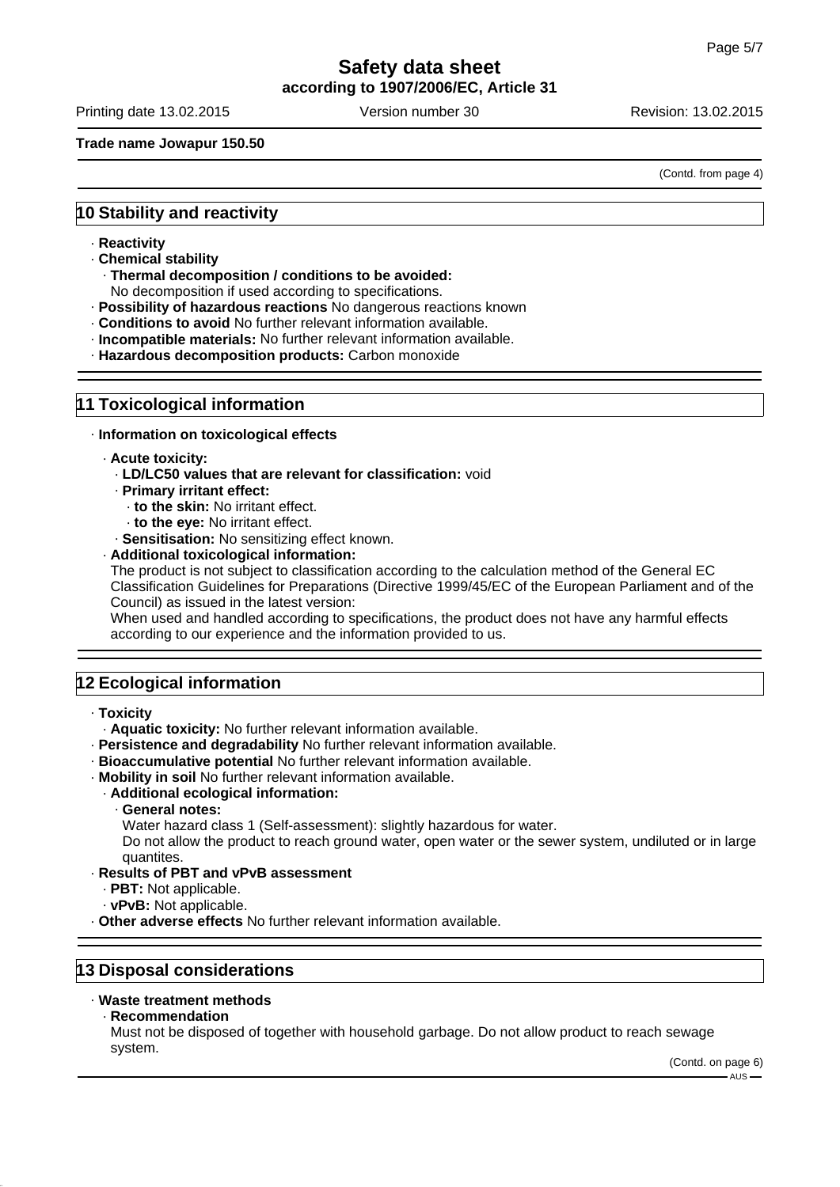(Contd. from page 4)

## 10 Stability and reactivity

- **Reactivity**
- **Chemical stability**
  - **Thermal decomposition / conditions to be avoided:**
    No decomposition if used according to specifications.
- **Possibility of hazardous reactions** No dangerous reactions known
- **Conditions to avoid** No further relevant information available.
- **Incompatible materials:** No further relevant information available.
- **Hazardous decomposition products:** Carbon monoxide

## 11 Toxicological information

- **Information on toxicological effects**
  - **Acute toxicity:**
    - **LD/LC50 values that are relevant for classification:** void
    - **Primary irritant effect:**
      - **to the skin:** No irritant effect.
      - **to the eye:** No irritant effect.
    - **Sensitisation:** No sensitizing effect known.
  - **Additional toxicological information:**
    The product is not subject to classification according to the calculation method of the General EC Classification Guidelines for Preparations (Directive 1999/45/EC of the European Parliament and of the Council) as issued in the latest version:
    When used and handled according to specifications, the product does not have any harmful effects according to our experience and the information provided to us.

## 12 Ecological information

- **Toxicity**
  - **Aquatic toxicity:** No further relevant information available.
- **Persistence and degradability** No further relevant information available.
- **Bioaccumulative potential** No further relevant information available.
- **Mobility in soil** No further relevant information available.
  - **Additional ecological information:**
    - **General notes:**
      Water hazard class 1 (Self-assessment): slightly hazardous for water.
      Do not allow the product to reach ground water, open water or the sewer system, undiluted or in large quantites.
- **Results of PBT and vPvB assessment**
  - **PBT:** Not applicable.
  - **vPvB:** Not applicable.
- **Other adverse effects** No further relevant information available.

## 13 Disposal considerations

- **Waste treatment methods**
  - **Recommendation**
    Must not be disposed of together with household garbage. Do not allow product to reach sewage system.

(Contd. on page 6)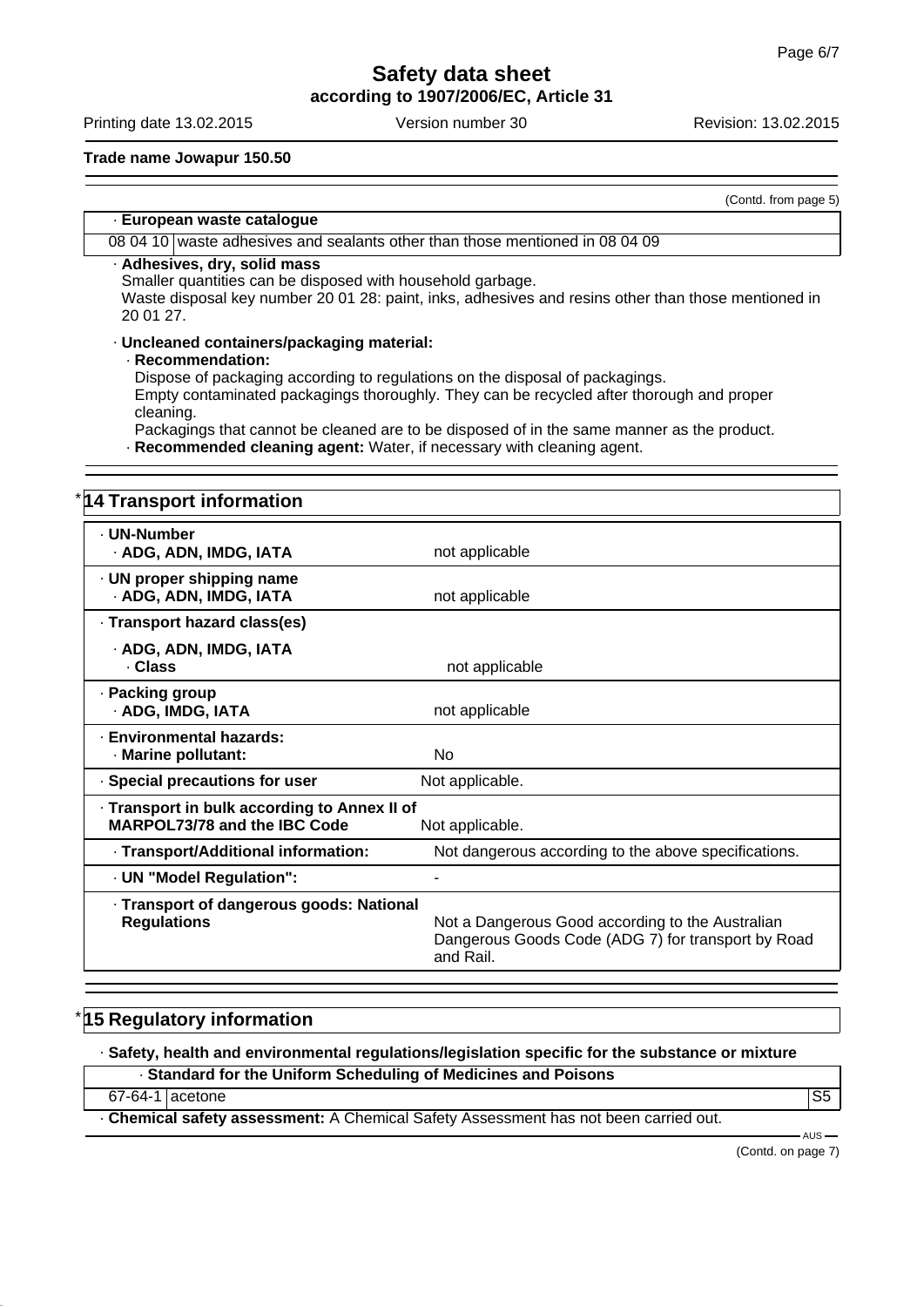(Contd. from page 5)

| · European waste catalogue | |
|---|---|
| 08 04 10 | waste adhesives and sealants other than those mentioned in 08 04 09 |

· **Adhesives, dry, solid mass**
Smaller quantities can be disposed with household garbage.
Waste disposal key number 20 01 28: paint, inks, adhesives and resins other than those mentioned in 20 01 27.

· **Uncleaned containers/packaging material:**
· **Recommendation:**
Dispose of packaging according to regulations on the disposal of packagings.
Empty contaminated packagings thoroughly. They can be recycled after thorough and proper cleaning.
Packagings that cannot be cleaned are to be disposed of in the same manner as the product.
· **Recommended cleaning agent:** Water, if necessary with cleaning agent.

## * 14 Transport information

| | |
|---|---|
| · **UN-Number**<br>· **ADG, ADN, IMDG, IATA** | not applicable |
| · **UN proper shipping name**<br>· **ADG, ADN, IMDG, IATA** | not applicable |
| · **Transport hazard class(es)**<br>· **ADG, ADN, IMDG, IATA**<br>· **Class** | not applicable |
| · **Packing group**<br>· **ADG, IMDG, IATA** | not applicable |
| · **Environmental hazards:**<br>· **Marine pollutant:** | No |
| · **Special precautions for user** | Not applicable. |
| · **Transport in bulk according to Annex II of MARPOL73/78 and the IBC Code** | Not applicable. |
| · **Transport/Additional information:** | Not dangerous according to the above specifications. |
| · **UN "Model Regulation":** | - |
| · **Transport of dangerous goods: National Regulations** | Not a Dangerous Good according to the Australian Dangerous Goods Code (ADG 7) for transport by Road and Rail. |

## * 15 Regulatory information

· **Safety, health and environmental regulations/legislation specific for the substance or mixture**

| · **Standard for the Uniform Scheduling of Medicines and Poisons** | | |
|---|---|---|
| 67-64-1 | acetone | S5 |

· **Chemical safety assessment:** A Chemical Safety Assessment has not been carried out.

(Contd. on page 7)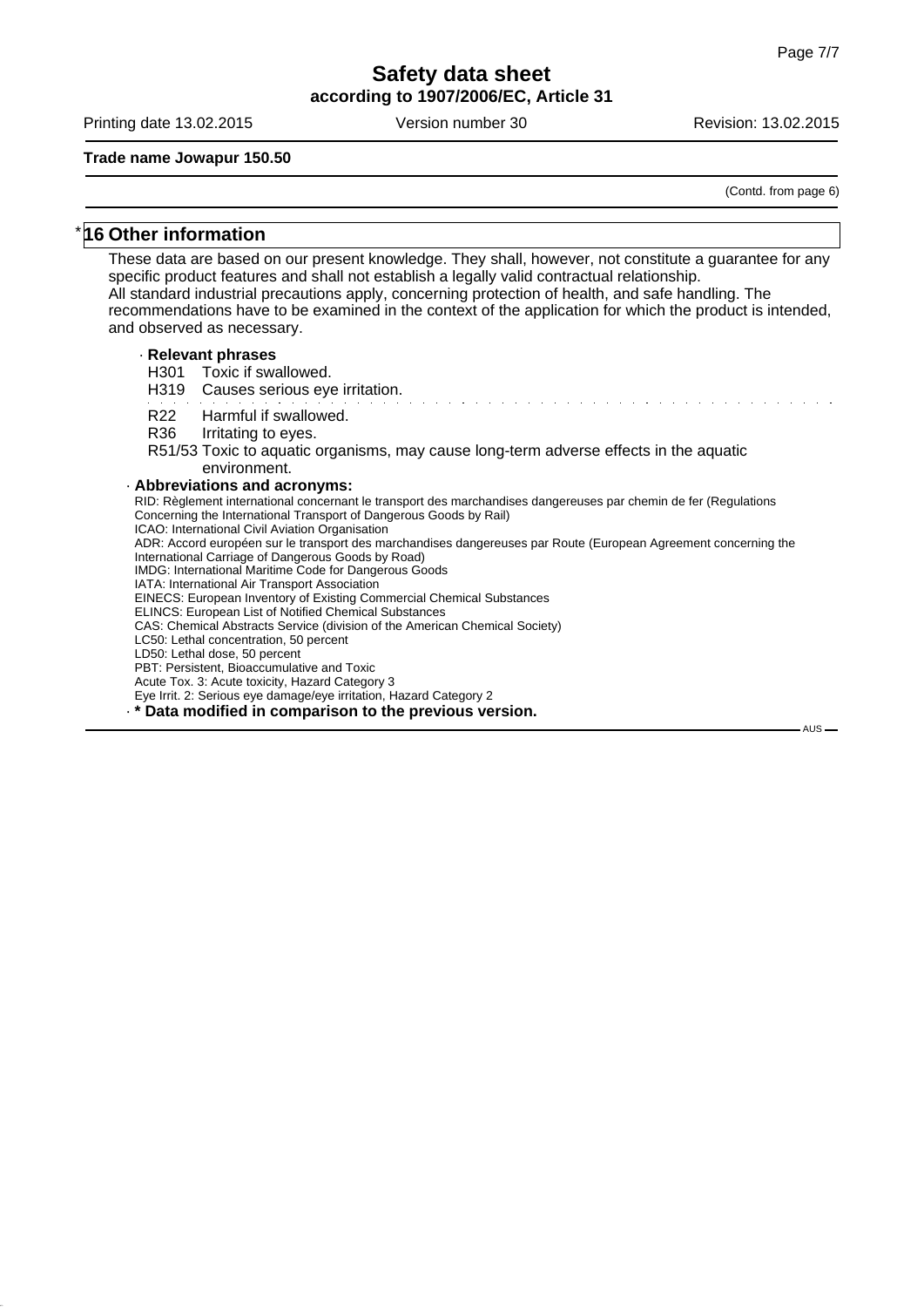(Contd. from page 6)

## * 16 Other information

These data are based on our present knowledge. They shall, however, not constitute a guarantee for any specific product features and shall not establish a legally valid contractual relationship.
All standard industrial precautions apply, concerning protection of health, and safe handling. The recommendations have to be examined in the context of the application for which the product is intended, and observed as necessary.

· **Relevant phrases**

H301 Toxic if swallowed.
H319 Causes serious eye irritation.

R22 Harmful if swallowed.
R36 Irritating to eyes.
R51/53 Toxic to aquatic organisms, may cause long-term adverse effects in the aquatic environment.

· **Abbreviations and acronyms:**

RID: Règlement international concernant le transport des marchandises dangereuses par chemin de fer (Regulations Concerning the International Transport of Dangerous Goods by Rail)
ICAO: International Civil Aviation Organisation
ADR: Accord européen sur le transport des marchandises dangereuses par Route (European Agreement concerning the International Carriage of Dangerous Goods by Road)
IMDG: International Maritime Code for Dangerous Goods
IATA: International Air Transport Association
EINECS: European Inventory of Existing Commercial Chemical Substances
ELINCS: European List of Notified Chemical Substances
CAS: Chemical Abstracts Service (division of the American Chemical Society)
LC50: Lethal concentration, 50 percent
LD50: Lethal dose, 50 percent
PBT: Persistent, Bioaccumulative and Toxic
Acute Tox. 3: Acute toxicity, Hazard Category 3
Eye Irrit. 2: Serious eye damage/eye irritation, Hazard Category 2

· **\* Data modified in comparison to the previous version.**